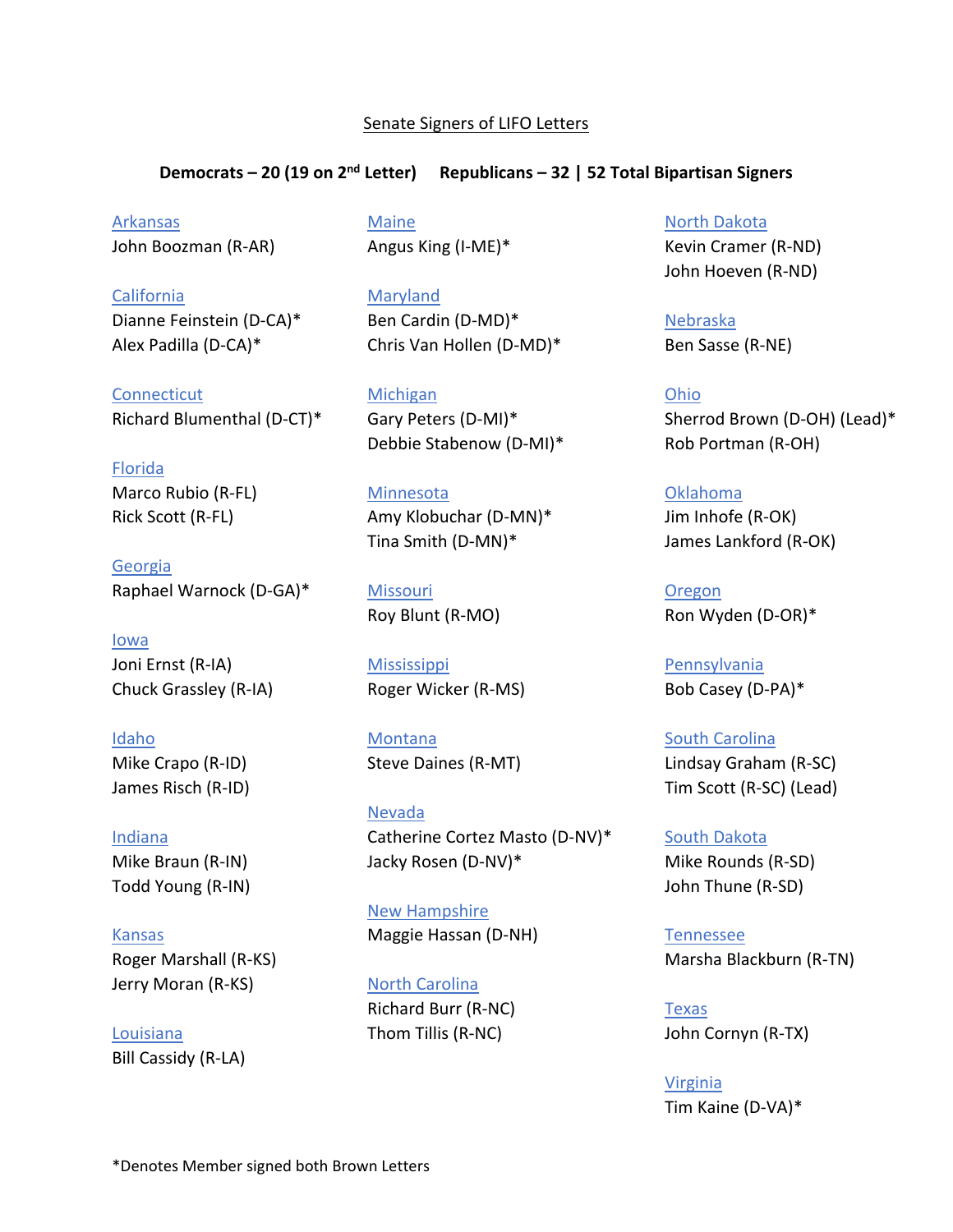# Senate Signers of LIFO Letters

**Democrats – 20 (19 on 2nd Letter) Republicans – 32 | 52 Total Bipartisan Signers**

Arkansas
John Boozman (R-AR)

California
Dianne Feinstein (D-CA)*
Alex Padilla (D-CA)*

Connecticut
Richard Blumenthal (D-CT)*

Florida
Marco Rubio (R-FL)
Rick Scott (R-FL)

Georgia
Raphael Warnock (D-GA)*

Iowa
Joni Ernst (R-IA)
Chuck Grassley (R-IA)

Idaho
Mike Crapo (R-ID)
James Risch (R-ID)

Indiana
Mike Braun (R-IN)
Todd Young (R-IN)

Kansas
Roger Marshall (R-KS)
Jerry Moran (R-KS)

Louisiana
Bill Cassidy (R-LA)

Maine
Angus King (I-ME)*

Maryland
Ben Cardin (D-MD)*
Chris Van Hollen (D-MD)*

Michigan
Gary Peters (D-MI)*
Debbie Stabenow (D-MI)*

Minnesota
Amy Klobuchar (D-MN)*
Tina Smith (D-MN)*

Missouri
Roy Blunt (R-MO)

Mississippi
Roger Wicker (R-MS)

Montana
Steve Daines (R-MT)

Nevada
Catherine Cortez Masto (D-NV)*
Jacky Rosen (D-NV)*

New Hampshire
Maggie Hassan (D-NH)

North Carolina
Richard Burr (R-NC)
Thom Tillis (R-NC)

North Dakota
Kevin Cramer (R-ND)
John Hoeven (R-ND)

Nebraska
Ben Sasse (R-NE)

Ohio
Sherrod Brown (D-OH) (Lead)*
Rob Portman (R-OH)

Oklahoma
Jim Inhofe (R-OK)
James Lankford (R-OK)

Oregon
Ron Wyden (D-OR)*

Pennsylvania
Bob Casey (D-PA)*

South Carolina
Lindsay Graham (R-SC)
Tim Scott (R-SC) (Lead)

South Dakota
Mike Rounds (R-SD)
John Thune (R-SD)

Tennessee
Marsha Blackburn (R-TN)

Texas
John Cornyn (R-TX)

Virginia
Tim Kaine (D-VA)*

*Denotes Member signed both Brown Letters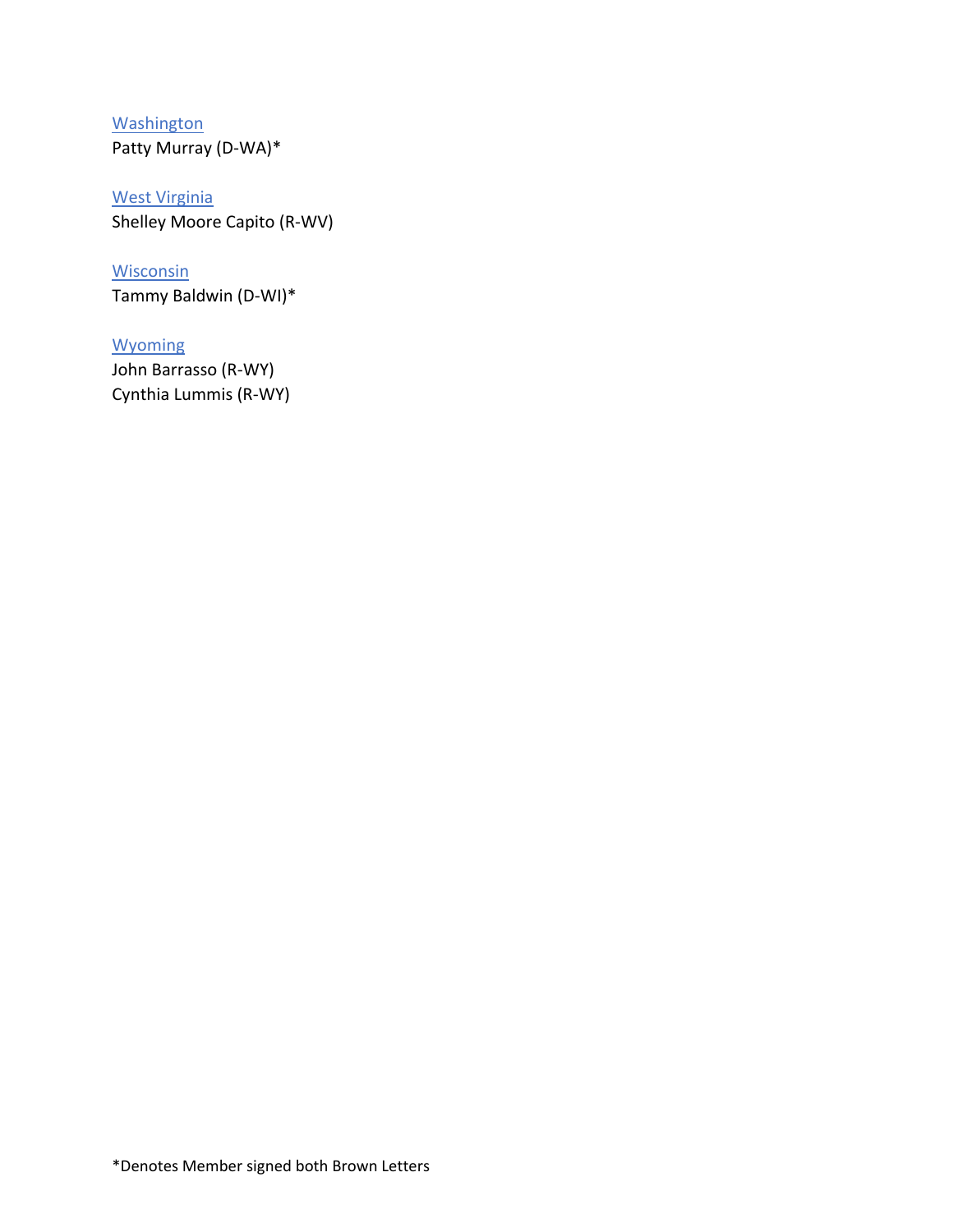[Washington]
Patty Murray (D-WA)*

[West Virginia]
Shelley Moore Capito (R-WV)

[Wisconsin]
Tammy Baldwin (D-WI)*

[Wyoming]
John Barrasso (R-WY)
Cynthia Lummis (R-WY)

*Denotes Member signed both Brown Letters